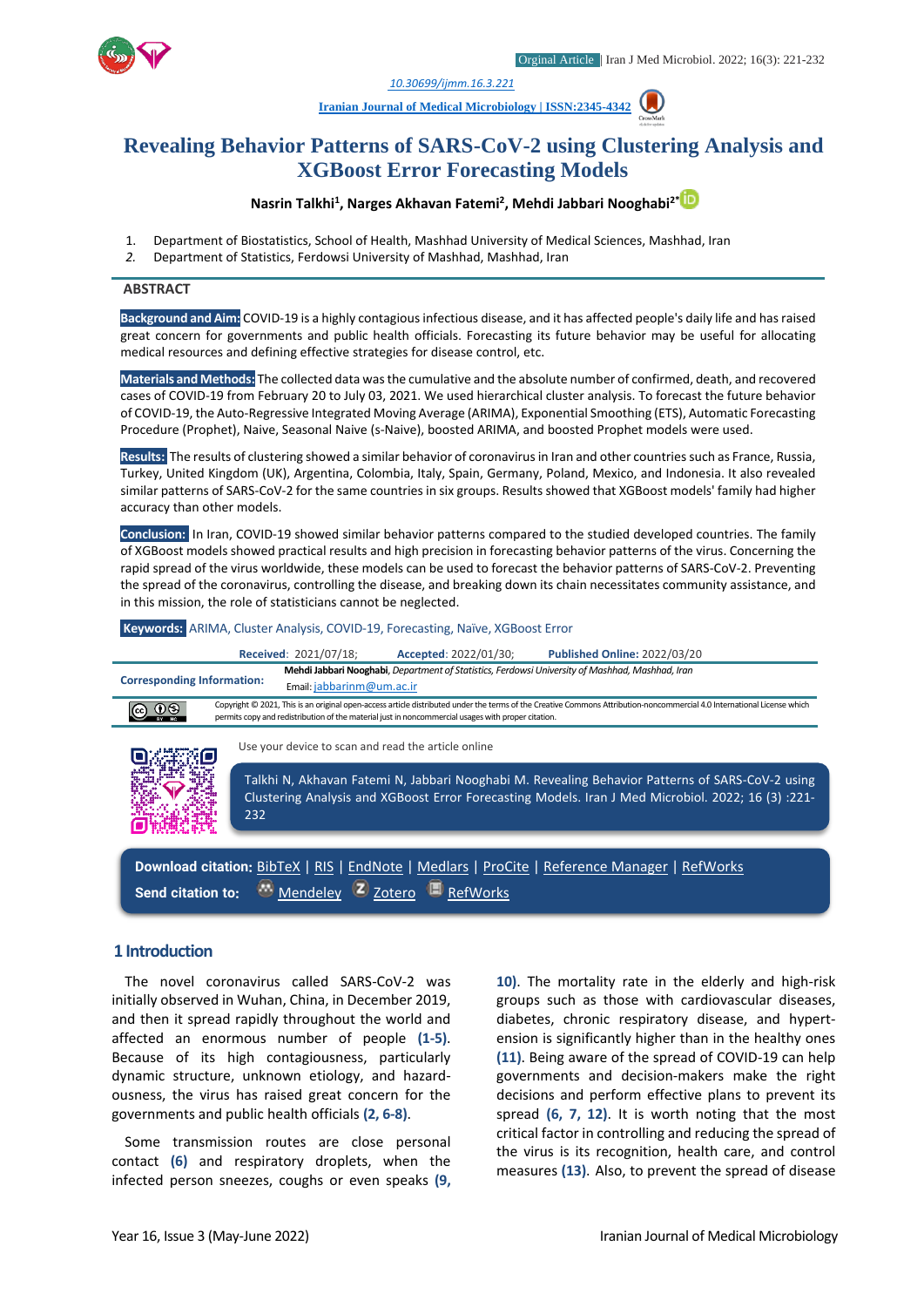Orginal Article | Iran J Med Microbiol. 2022; 16(3): 221-232

10.30699/ijmm.16.3.221

Iranian Journal of Medical Microbiology | ISSN:2345-4342

# Revealing Behavior Patterns of SARS-CoV-2 using Clustering Analysis and XGBoost Error Forecasting Models

**Nasrin Talkhi[1], Narges Akhavan Fatemi[2], Mehdi Jabbari Nooghabi[2*]**

1. Department of Biostatistics, School of Health, Mashhad University of Medical Sciences, Mashhad, Iran
2. Department of Statistics, Ferdowsi University of Mashhad, Mashhad, Iran

## ABSTRACT

**Background and Aim:** COVID-19 is a highly contagious infectious disease, and it has affected people's daily life and has raised great concern for governments and public health officials. Forecasting its future behavior may be useful for allocating medical resources and defining effective strategies for disease control, etc.

**Materials and Methods:** The collected data was the cumulative and the absolute number of confirmed, death, and recovered cases of COVID-19 from February 20 to July 03, 2021. We used hierarchical cluster analysis. To forecast the future behavior of COVID-19, the Auto-Regressive Integrated Moving Average (ARIMA), Exponential Smoothing (ETS), Automatic Forecasting Procedure (Prophet), Naive, Seasonal Naive (s-Naive), boosted ARIMA, and boosted Prophet models were used.

**Results:** The results of clustering showed a similar behavior of coronavirus in Iran and other countries such as France, Russia, Turkey, United Kingdom (UK), Argentina, Colombia, Italy, Spain, Germany, Poland, Mexico, and Indonesia. It also revealed similar patterns of SARS-CoV-2 for the same countries in six groups. Results showed that XGBoost models' family had higher accuracy than other models.

**Conclusion:** In Iran, COVID-19 showed similar behavior patterns compared to the studied developed countries. The family of XGBoost models showed practical results and high precision in forecasting behavior patterns of the virus. Concerning the rapid spread of the virus worldwide, these models can be used to forecast the behavior patterns of SARS-CoV-2. Preventing the spread of the coronavirus, controlling the disease, and breaking down its chain necessitates community assistance, and in this mission, the role of statisticians cannot be neglected.

**Keywords:** ARIMA, Cluster Analysis, COVID-19, Forecasting, Naïve, XGBoost Error

**Received**: 2021/07/18; **Accepted**: 2022/01/30; **Published Online:** 2022/03/20

**Corresponding Information:** **Mehdi Jabbari Nooghabi**, *Department of Statistics, Ferdowsi University of Mashhad, Mashhad, Iran*
Email: jabbarinm@um.ac.ir

Copyright © 2021, This is an original open-access article distributed under the terms of the Creative Commons Attribution-noncommercial 4.0 International License which permits copy and redistribution of the material just in noncommercial usages with proper citation.

Use your device to scan and read the article online

Talkhi N, Akhavan Fatemi N, Jabbari Nooghabi M. Revealing Behavior Patterns of SARS-CoV-2 using Clustering Analysis and XGBoost Error Forecasting Models. Iran J Med Microbiol. 2022; 16 (3) :221-232

**Download citation:** BibTeX | RIS | EndNote | Medlars | ProCite | Reference Manager | RefWorks

**Send citation to:** Mendeley | Zotero | RefWorks

## 1 Introduction

The novel coronavirus called SARS-CoV-2 was initially observed in Wuhan, China, in December 2019, and then it spread rapidly throughout the world and affected an enormous number of people **(1-5)**. Because of its high contagiousness, particularly dynamic structure, unknown etiology, and hazardousness, the virus has raised great concern for the governments and public health officials **(2, 6-8)**.

Some transmission routes are close personal contact **(6)** and respiratory droplets, when the infected person sneezes, coughs or even speaks **(9, 10)**. The mortality rate in the elderly and high-risk groups such as those with cardiovascular diseases, diabetes, chronic respiratory disease, and hypertension is significantly higher than in the healthy ones **(11)**. Being aware of the spread of COVID-19 can help governments and decision-makers make the right decisions and perform effective plans to prevent its spread **(6, 7, 12)**. It is worth noting that the most critical factor in controlling and reducing the spread of the virus is its recognition, health care, and control measures **(13)**. Also, to prevent the spread of disease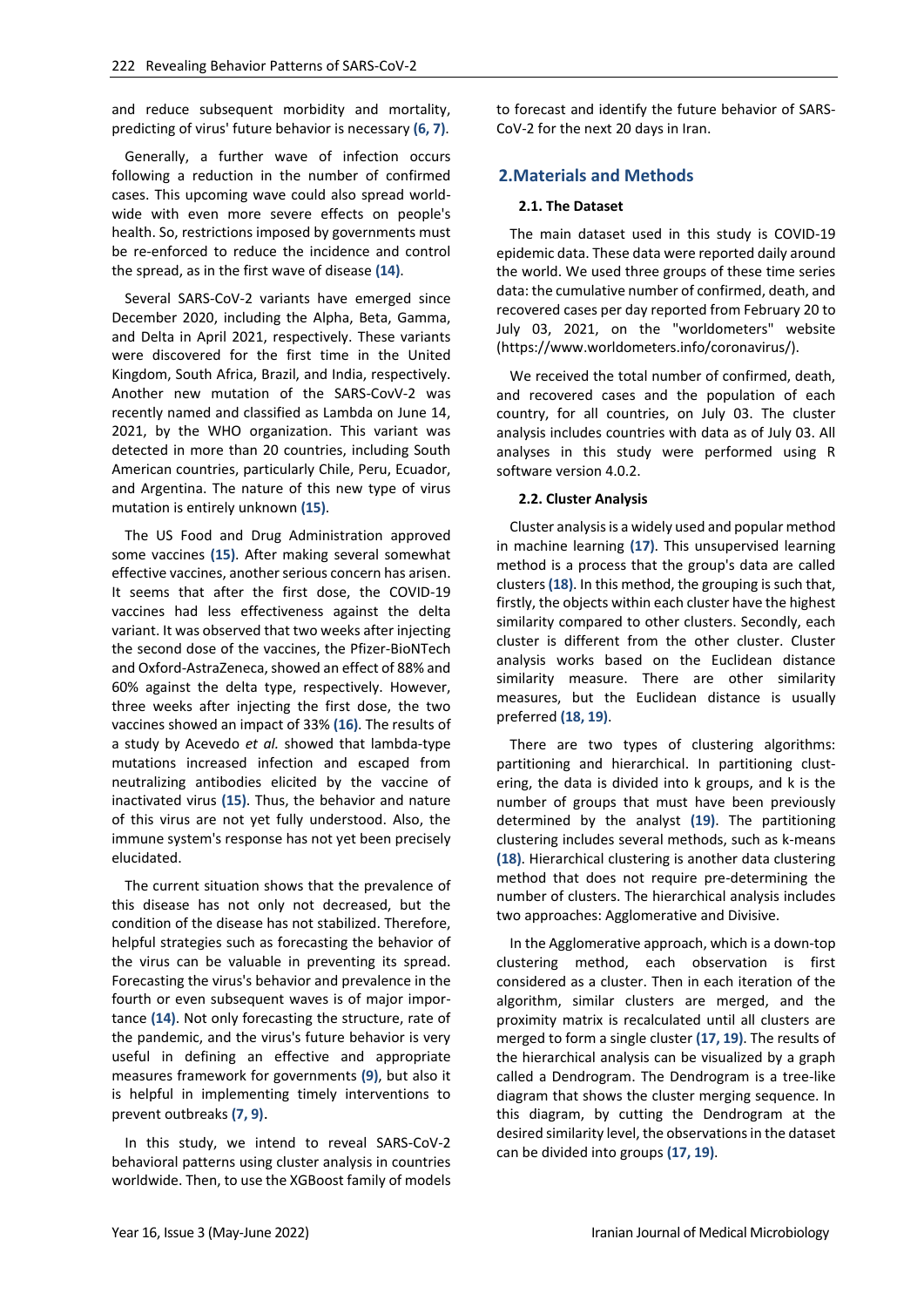and reduce subsequent morbidity and mortality, predicting of virus' future behavior is necessary **(6, 7)**.

Generally, a further wave of infection occurs following a reduction in the number of confirmed cases. This upcoming wave could also spread worldwide with even more severe effects on people's health. So, restrictions imposed by governments must be re-enforced to reduce the incidence and control the spread, as in the first wave of disease **(14)**.

Several SARS-CoV-2 variants have emerged since December 2020, including the Alpha, Beta, Gamma, and Delta in April 2021, respectively. These variants were discovered for the first time in the United Kingdom, South Africa, Brazil, and India, respectively. Another new mutation of the SARS-CovV-2 was recently named and classified as Lambda on June 14, 2021, by the WHO organization. This variant was detected in more than 20 countries, including South American countries, particularly Chile, Peru, Ecuador, and Argentina. The nature of this new type of virus mutation is entirely unknown **(15)**.

The US Food and Drug Administration approved some vaccines **(15)**. After making several somewhat effective vaccines, another serious concern has arisen. It seems that after the first dose, the COVID-19 vaccines had less effectiveness against the delta variant. It was observed that two weeks after injecting the second dose of the vaccines, the Pfizer-BioNTech and Oxford-AstraZeneca, showed an effect of 88% and 60% against the delta type, respectively. However, three weeks after injecting the first dose, the two vaccines showed an impact of 33% **(16)**. The results of a study by Acevedo *et al.* showed that lambda-type mutations increased infection and escaped from neutralizing antibodies elicited by the vaccine of inactivated virus **(15)**. Thus, the behavior and nature of this virus are not yet fully understood. Also, the immune system's response has not yet been precisely elucidated.

The current situation shows that the prevalence of this disease has not only not decreased, but the condition of the disease has not stabilized. Therefore, helpful strategies such as forecasting the behavior of the virus can be valuable in preventing its spread. Forecasting the virus's behavior and prevalence in the fourth or even subsequent waves is of major importance **(14)**. Not only forecasting the structure, rate of the pandemic, and the virus's future behavior is very useful in defining an effective and appropriate measures framework for governments **(9)**, but also it is helpful in implementing timely interventions to prevent outbreaks **(7, 9)**.

In this study, we intend to reveal SARS-CoV-2 behavioral patterns using cluster analysis in countries worldwide. Then, to use the XGBoost family of models to forecast and identify the future behavior of SARS-CoV-2 for the next 20 days in Iran.

## 2.Materials and Methods

### 2.1. The Dataset

The main dataset used in this study is COVID-19 epidemic data. These data were reported daily around the world. We used three groups of these time series data: the cumulative number of confirmed, death, and recovered cases per day reported from February 20 to July 03, 2021, on the "worldometers" website (https://www.worldometers.info/coronavirus/).

We received the total number of confirmed, death, and recovered cases and the population of each country, for all countries, on July 03. The cluster analysis includes countries with data as of July 03. All analyses in this study were performed using R software version 4.0.2.

### 2.2. Cluster Analysis

Cluster analysis is a widely used and popular method in machine learning **(17)**. This unsupervised learning method is a process that the group's data are called clusters **(18)**. In this method, the grouping is such that, firstly, the objects within each cluster have the highest similarity compared to other clusters. Secondly, each cluster is different from the other cluster. Cluster analysis works based on the Euclidean distance similarity measure. There are other similarity measures, but the Euclidean distance is usually preferred **(18, 19)**.

There are two types of clustering algorithms: partitioning and hierarchical. In partitioning clustering, the data is divided into k groups, and k is the number of groups that must have been previously determined by the analyst **(19)**. The partitioning clustering includes several methods, such as k-means **(18)**. Hierarchical clustering is another data clustering method that does not require pre-determining the number of clusters. The hierarchical analysis includes two approaches: Agglomerative and Divisive.

In the Agglomerative approach, which is a down-top clustering method, each observation is first considered as a cluster. Then in each iteration of the algorithm, similar clusters are merged, and the proximity matrix is recalculated until all clusters are merged to form a single cluster **(17, 19)**. The results of the hierarchical analysis can be visualized by a graph called a Dendrogram. The Dendrogram is a tree-like diagram that shows the cluster merging sequence. In this diagram, by cutting the Dendrogram at the desired similarity level, the observations in the dataset can be divided into groups **(17, 19)**.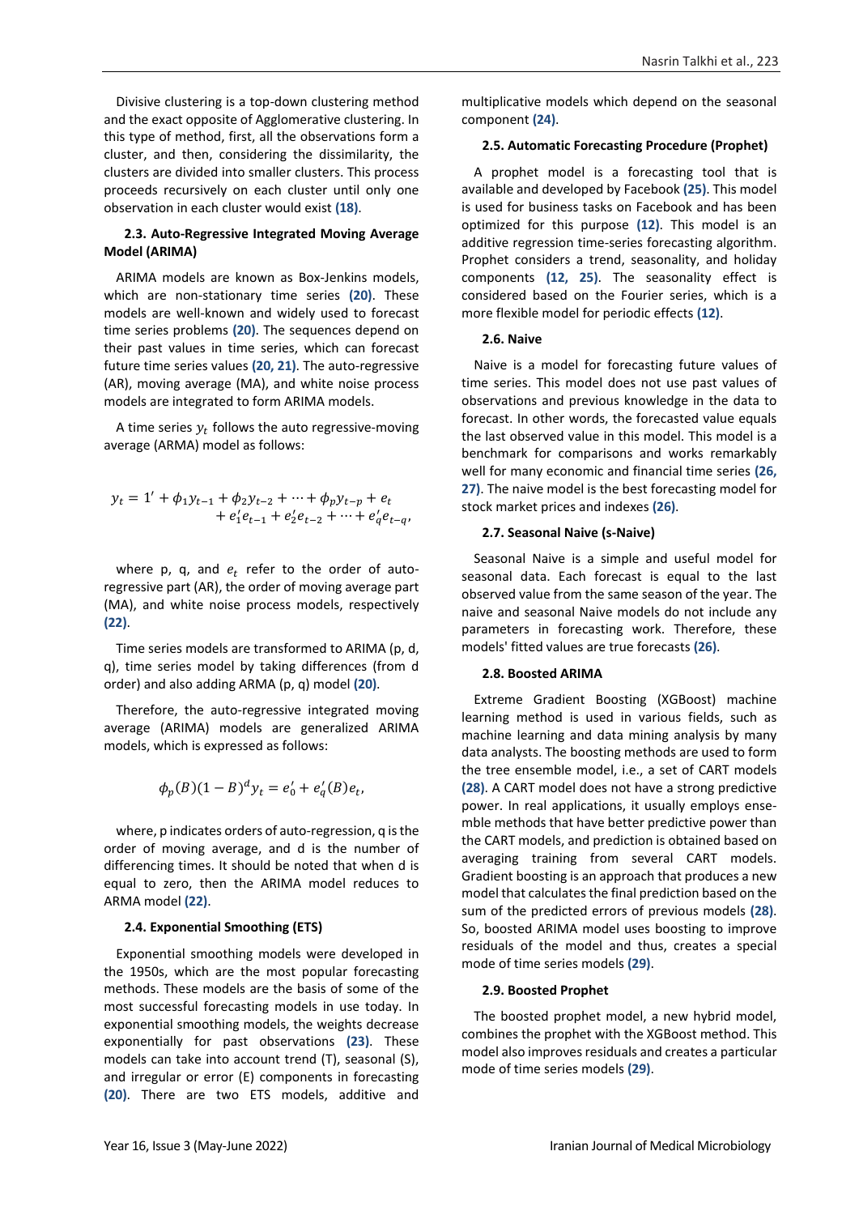Divisive clustering is a top-down clustering method and the exact opposite of Agglomerative clustering. In this type of method, first, all the observations form a cluster, and then, considering the dissimilarity, the clusters are divided into smaller clusters. This process proceeds recursively on each cluster until only one observation in each cluster would exist (18).

### 2.3. Auto-Regressive Integrated Moving Average Model (ARIMA)

ARIMA models are known as Box-Jenkins models, which are non-stationary time series (20). These models are well-known and widely used to forecast time series problems (20). The sequences depend on their past values in time series, which can forecast future time series values (20, 21). The auto-regressive (AR), moving average (MA), and white noise process models are integrated to form ARIMA models.

A time series $y_t$ follows the auto regressive-moving average (ARMA) model as follows:

$$y_t = 1' + \phi_1 y_{t-1} + \phi_2 y_{t-2} + \cdots + \phi_p y_{t-p} + e_t + e'_1 e_{t-1} + e'_2 e_{t-2} + \cdots + e'_q e_{t-q},$$

where p, q, and $e_t$ refer to the order of auto-regressive part (AR), the order of moving average part (MA), and white noise process models, respectively (22).

Time series models are transformed to ARIMA (p, d, q), time series model by taking differences (from d order) and also adding ARMA (p, q) model (20).

Therefore, the auto-regressive integrated moving average (ARIMA) models are generalized ARIMA models, which is expressed as follows:

$$\phi_p(B)(1-B)^d y_t = e'_0 + e'_q(B) e_t,$$

where, p indicates orders of auto-regression, q is the order of moving average, and d is the number of differencing times. It should be noted that when d is equal to zero, then the ARIMA model reduces to ARMA model (22).

### 2.4. Exponential Smoothing (ETS)

Exponential smoothing models were developed in the 1950s, which are the most popular forecasting methods. These models are the basis of some of the most successful forecasting models in use today. In exponential smoothing models, the weights decrease exponentially for past observations (23). These models can take into account trend (T), seasonal (S), and irregular or error (E) components in forecasting (20). There are two ETS models, additive and multiplicative models which depend on the seasonal component (24).

### 2.5. Automatic Forecasting Procedure (Prophet)

A prophet model is a forecasting tool that is available and developed by Facebook (25). This model is used for business tasks on Facebook and has been optimized for this purpose (12). This model is an additive regression time-series forecasting algorithm. Prophet considers a trend, seasonality, and holiday components (12, 25). The seasonality effect is considered based on the Fourier series, which is a more flexible model for periodic effects (12).

### 2.6. Naive

Naive is a model for forecasting future values of time series. This model does not use past values of observations and previous knowledge in the data to forecast. In other words, the forecasted value equals the last observed value in this model. This model is a benchmark for comparisons and works remarkably well for many economic and financial time series (26, 27). The naive model is the best forecasting model for stock market prices and indexes (26).

### 2.7. Seasonal Naive (s-Naive)

Seasonal Naive is a simple and useful model for seasonal data. Each forecast is equal to the last observed value from the same season of the year. The naive and seasonal Naive models do not include any parameters in forecasting work. Therefore, these models' fitted values are true forecasts (26).

### 2.8. Boosted ARIMA

Extreme Gradient Boosting (XGBoost) machine learning method is used in various fields, such as machine learning and data mining analysis by many data analysts. The boosting methods are used to form the tree ensemble model, i.e., a set of CART models (28). A CART model does not have a strong predictive power. In real applications, it usually employs ensemble methods that have better predictive power than the CART models, and prediction is obtained based on averaging training from several CART models. Gradient boosting is an approach that produces a new model that calculates the final prediction based on the sum of the predicted errors of previous models (28). So, boosted ARIMA model uses boosting to improve residuals of the model and thus, creates a special mode of time series models (29).

### 2.9. Boosted Prophet

The boosted prophet model, a new hybrid model, combines the prophet with the XGBoost method. This model also improves residuals and creates a particular mode of time series models (29).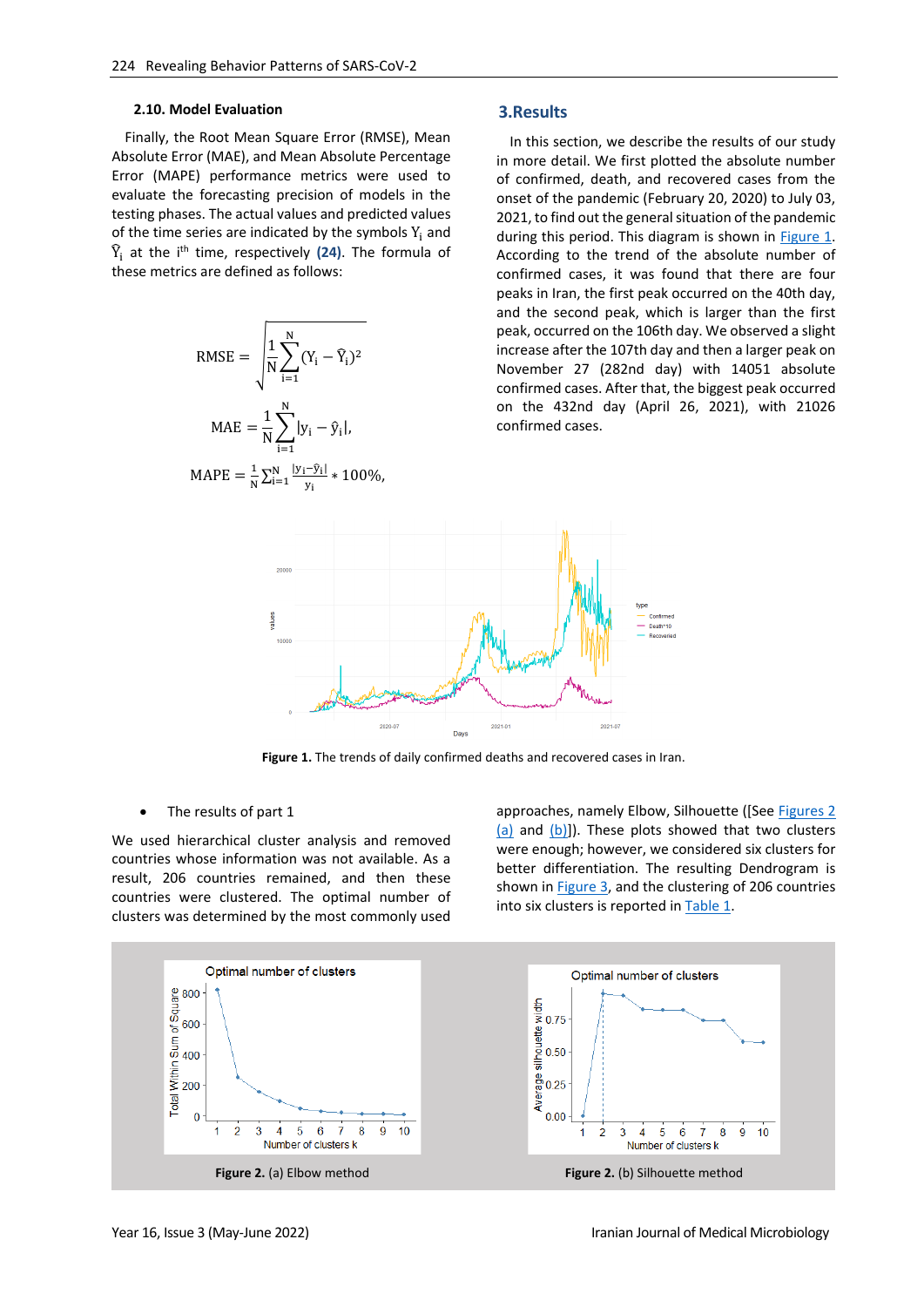### 2.10. Model Evaluation

Finally, the Root Mean Square Error (RMSE), Mean Absolute Error (MAE), and Mean Absolute Percentage Error (MAPE) performance metrics were used to evaluate the forecasting precision of models in the testing phases. The actual values and predicted values of the time series are indicated by the symbols $Y_i$ and $\hat{Y}_i$ at the $i^{th}$ time, respectively (24). The formula of these metrics are defined as follows:

$$\text{RMSE} = \sqrt{\frac{1}{N}\sum_{i=1}^{N}(Y_i - \hat{Y}_i)^2}$$

$$\text{MAE} = \frac{1}{N}\sum_{i=1}^{N}|y_i - \hat{y}_i|,$$

$$\text{MAPE} = \frac{1}{N}\sum_{i=1}^{N}\frac{|y_i - \hat{y}_i|}{y_i} * 100\%,$$

## 3. Results

In this section, we describe the results of our study in more detail. We first plotted the absolute number of confirmed, death, and recovered cases from the onset of the pandemic (February 20, 2020) to July 03, 2021, to find out the general situation of the pandemic during this period. This diagram is shown in Figure 1. According to the trend of the absolute number of confirmed cases, it was found that there are four peaks in Iran, the first peak occurred on the 40th day, and the second peak, which is larger than the first peak, occurred on the 106th day. We observed a slight increase after the 107th day and then a larger peak on November 27 (282nd day) with 14051 absolute confirmed cases. After that, the biggest peak occurred on the 432nd day (April 26, 2021), with 21026 confirmed cases.

20000
10000
0
values
2020-07
2021-01
2021-07
Days
type
Confirmed
Death*10
Recovered

**Figure 1.** The trends of daily confirmed deaths and recovered cases in Iran.

- The results of part 1

We used hierarchical cluster analysis and removed countries whose information was not available. As a result, 206 countries remained, and then these countries were clustered. The optimal number of clusters was determined by the most commonly used approaches, namely Elbow, Silhouette ([See Figures 2 (a) and (b)]). These plots showed that two clusters were enough; however, we considered six clusters for better differentiation. The resulting Dendrogram is shown in Figure 3, and the clustering of 206 countries into six clusters is reported in Table 1.

Optimal number of clusters
Total Within Sum of Square
800
600
400
200
0
1 2 3 4 5 6 7 8 9 10
Number of clusters k

**Figure 2.** (a) Elbow method

Optimal number of clusters
Average silhouette width
0.75
0.50
0.25
0.00
1 2 3 4 5 6 7 8 9 10
Number of clusters k

**Figure 2.** (b) Silhouette method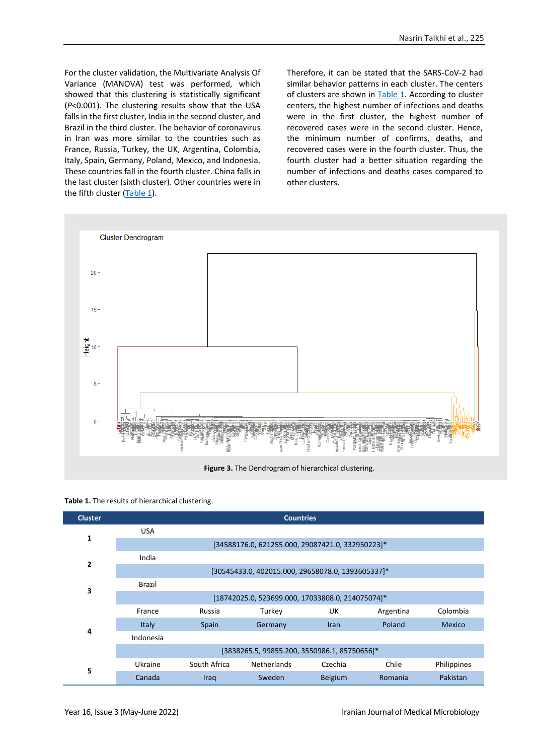For the cluster validation, the Multivariate Analysis Of Variance (MANOVA) test was performed, which showed that this clustering is statistically significant ($P<0.001$). The clustering results show that the USA falls in the first cluster, India in the second cluster, and Brazil in the third cluster. The behavior of coronavirus in Iran was more similar to the countries such as France, Russia, Turkey, the UK, Argentina, Colombia, Italy, Spain, Germany, Poland, Mexico, and Indonesia. These countries fall in the fourth cluster. China falls in the last cluster (sixth cluster). Other countries were in the fifth cluster (Table 1).

Therefore, it can be stated that the SARS-CoV-2 had similar behavior patterns in each cluster. The centers of clusters are shown in Table 1. According to cluster centers, the highest number of infections and deaths were in the first cluster, the highest number of recovered cases were in the second cluster. Hence, the minimum number of confirms, deaths, and recovered cases were in the fourth cluster. Thus, the fourth cluster had a better situation regarding the number of infections and deaths cases compared to other clusters.

Cluster Dendrogram

Height

20

15

10

5

0

**Figure 3.** The Dendrogram of hierarchical clustering.

**Table 1.** The results of hierarchical clustering.

| Cluster | Countries | | | | | |
|---|---|---|---|---|---|---|
| 1 | USA | | | | | |
| | [34588176.0, 621255.000, 29087421.0, 332950223]* | | | | | |
| 2 | India | | | | | |
| | [30545433.0, 402015.000, 29658078.0, 1393605337]* | | | | | |
| 3 | Brazil | | | | | |
| | [18742025.0, 523699.000, 17033808.0, 214075074]* | | | | | |
| 4 | France | Russia | Turkey | UK | Argentina | Colombia |
| | Italy | Spain | Germany | Iran | Poland | Mexico |
| | Indonesia | | | | | |
| | [3838265.5, 99855.200, 3550986.1, 85750656]* | | | | | |
| 5 | Ukraine | South Africa | Netherlands | Czechia | Chile | Philippines |
| | Canada | Iraq | Sweden | Belgium | Romania | Pakistan |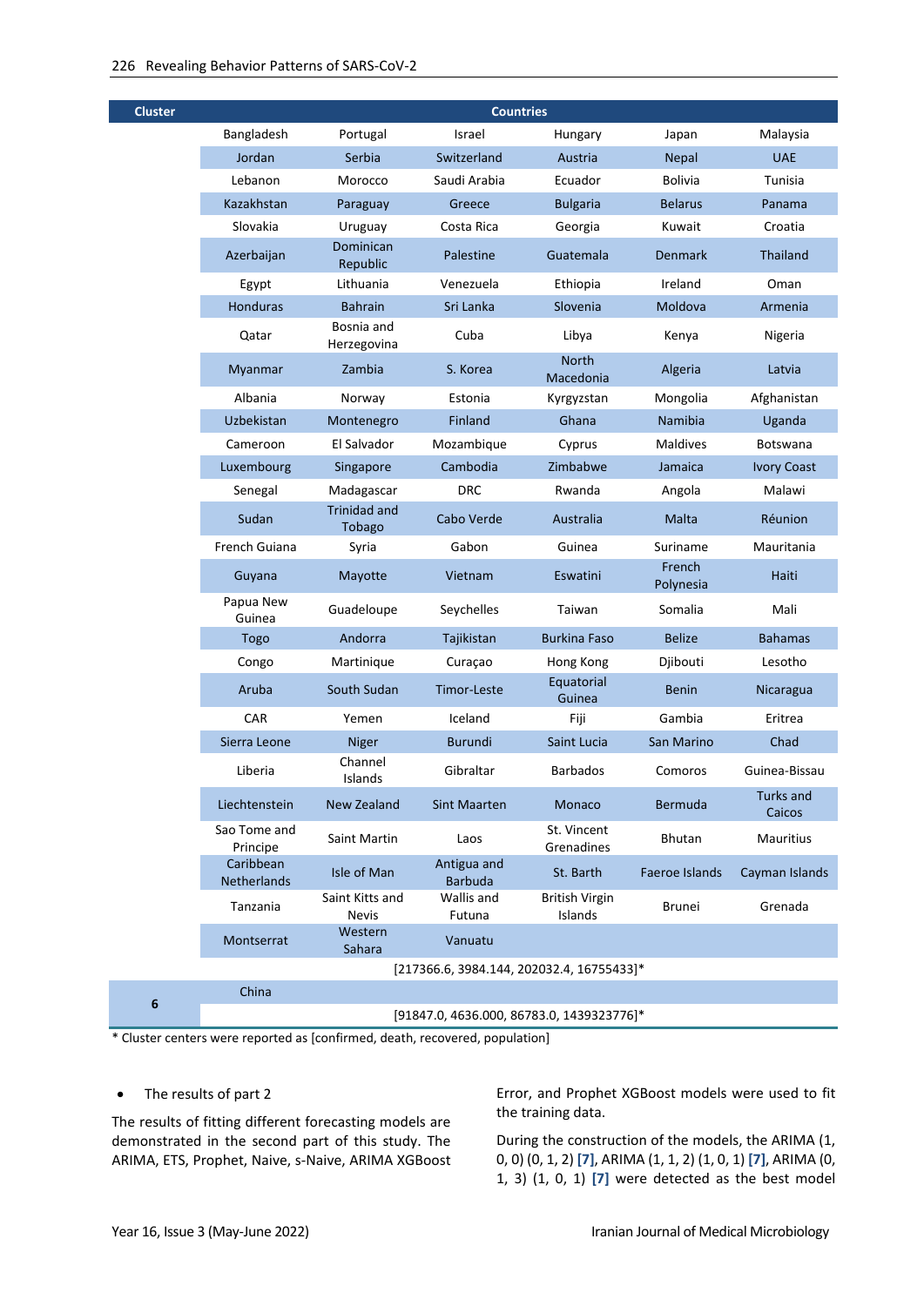| Cluster | Countries | | | | | |
|---|---|---|---|---|---|---|
| | Bangladesh | Portugal | Israel | Hungary | Japan | Malaysia |
| | Jordan | Serbia | Switzerland | Austria | Nepal | UAE |
| | Lebanon | Morocco | Saudi Arabia | Ecuador | Bolivia | Tunisia |
| | Kazakhstan | Paraguay | Greece | Bulgaria | Belarus | Panama |
| | Slovakia | Uruguay | Costa Rica | Georgia | Kuwait | Croatia |
| | Azerbaijan | Dominican Republic | Palestine | Guatemala | Denmark | Thailand |
| | Egypt | Lithuania | Venezuela | Ethiopia | Ireland | Oman |
| | Honduras | Bahrain | Sri Lanka | Slovenia | Moldova | Armenia |
| | Qatar | Bosnia and Herzegovina | Cuba | Libya | Kenya | Nigeria |
| | Myanmar | Zambia | S. Korea | North Macedonia | Algeria | Latvia |
| | Albania | Norway | Estonia | Kyrgyzstan | Mongolia | Afghanistan |
| | Uzbekistan | Montenegro | Finland | Ghana | Namibia | Uganda |
| | Cameroon | El Salvador | Mozambique | Cyprus | Maldives | Botswana |
| | Luxembourg | Singapore | Cambodia | Zimbabwe | Jamaica | Ivory Coast |
| | Senegal | Madagascar | DRC | Rwanda | Angola | Malawi |
| | Sudan | Trinidad and Tobago | Cabo Verde | Australia | Malta | Réunion |
| | French Guiana | Syria | Gabon | Guinea | Suriname | Mauritania |
| | Guyana | Mayotte | Vietnam | Eswatini | French Polynesia | Haiti |
| | Papua New Guinea | Guadeloupe | Seychelles | Taiwan | Somalia | Mali |
| | Togo | Andorra | Tajikistan | Burkina Faso | Belize | Bahamas |
| | Congo | Martinique | Curaçao | Hong Kong | Djibouti | Lesotho |
| | Aruba | South Sudan | Timor-Leste | Equatorial Guinea | Benin | Nicaragua |
| | CAR | Yemen | Iceland | Fiji | Gambia | Eritrea |
| | Sierra Leone | Niger | Burundi | Saint Lucia | San Marino | Chad |
| | Liberia | Channel Islands | Gibraltar | Barbados | Comoros | Guinea-Bissau |
| | Liechtenstein | New Zealand | Sint Maarten | Monaco | Bermuda | Turks and Caicos |
| | Sao Tome and Principe | Saint Martin | Laos | St. Vincent Grenadines | Bhutan | Mauritius |
| | Caribbean Netherlands | Isle of Man | Antigua and Barbuda | St. Barth | Faeroe Islands | Cayman Islands |
| | Tanzania | Saint Kitts and Nevis | Wallis and Futuna | British Virgin Islands | Brunei | Grenada |
| | Montserrat | Western Sahara | Vanuatu | | | |
| | [217366.6, 3984.144, 202032.4, 16755433]* | | | | | |
| 6 | China | | | | | |
| | [91847.0, 4636.000, 86783.0, 1439323776]* | | | | | |

* Cluster centers were reported as [confirmed, death, recovered, population]

- The results of part 2

The results of fitting different forecasting models are demonstrated in the second part of this study. The ARIMA, ETS, Prophet, Naive, s-Naive, ARIMA XGBoost Error, and Prophet XGBoost models were used to fit the training data.

During the construction of the models, the ARIMA (1, 0, 0) (0, 1, 2) [7], ARIMA (1, 1, 2) (1, 0, 1) [7], ARIMA (0, 1, 3) (1, 0, 1) [7] were detected as the best model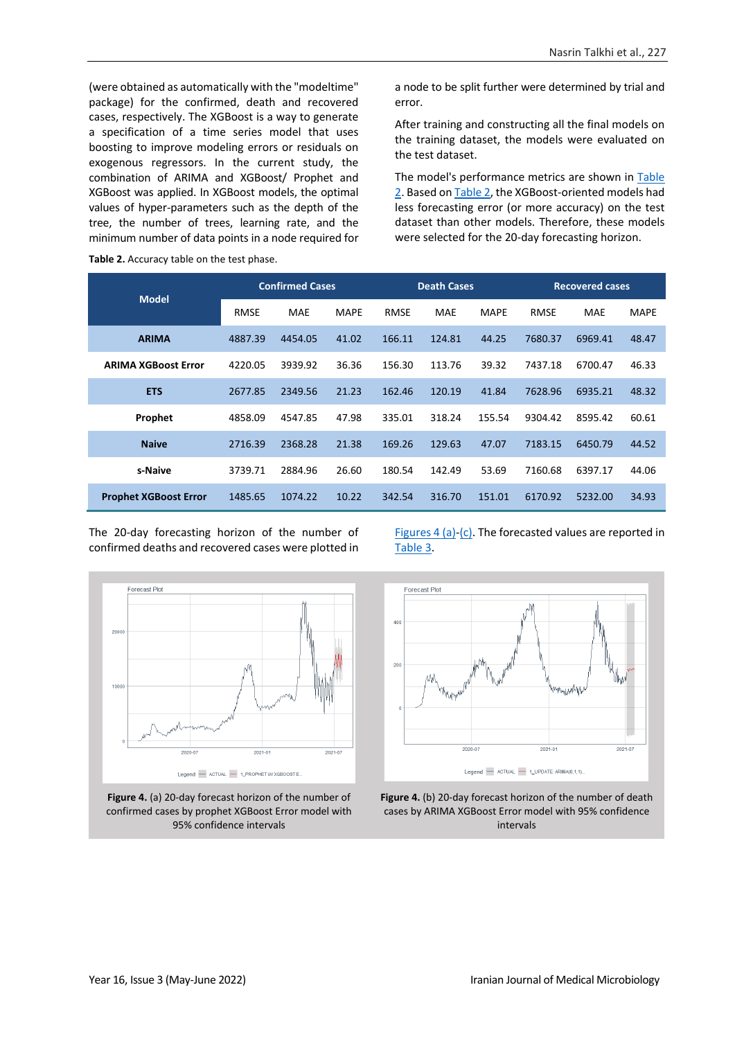(were obtained as automatically with the "modeltime" package) for the confirmed, death and recovered cases, respectively. The XGBoost is a way to generate a specification of a time series model that uses boosting to improve modeling errors or residuals on exogenous regressors. In the current study, the combination of ARIMA and XGBoost/ Prophet and XGBoost was applied. In XGBoost models, the optimal values of hyper-parameters such as the depth of the tree, the number of trees, learning rate, and the minimum number of data points in a node required for a node to be split further were determined by trial and error.

After training and constructing all the final models on the training dataset, the models were evaluated on the test dataset.

The model's performance metrics are shown in Table 2. Based on Table 2, the XGBoost-oriented models had less forecasting error (or more accuracy) on the test dataset than other models. Therefore, these models were selected for the 20-day forecasting horizon.

**Table 2.** Accuracy table on the test phase.

| Model | Confirmed Cases | | | Death Cases | | | Recovered cases | | |
|---|---|---|---|---|---|---|---|---|---|
| | RMSE | MAE | MAPE | RMSE | MAE | MAPE | RMSE | MAE | MAPE |
| **ARIMA** | 4887.39 | 4454.05 | 41.02 | 166.11 | 124.81 | 44.25 | 7680.37 | 6969.41 | 48.47 |
| **ARIMA XGBoost Error** | 4220.05 | 3939.92 | 36.36 | 156.30 | 113.76 | 39.32 | 7437.18 | 6700.47 | 46.33 |
| **ETS** | 2677.85 | 2349.56 | 21.23 | 162.46 | 120.19 | 41.84 | 7628.96 | 6935.21 | 48.32 |
| **Prophet** | 4858.09 | 4547.85 | 47.98 | 335.01 | 318.24 | 155.54 | 9304.42 | 8595.42 | 60.61 |
| **Naive** | 2716.39 | 2368.28 | 21.38 | 169.26 | 129.63 | 47.07 | 7183.15 | 6450.79 | 44.52 |
| **s-Naive** | 3739.71 | 2884.96 | 26.60 | 180.54 | 142.49 | 53.69 | 7160.68 | 6397.17 | 44.06 |
| **Prophet XGBoost Error** | 1485.65 | 1074.22 | 10.22 | 342.54 | 316.70 | 151.01 | 6170.92 | 5232.00 | 34.93 |

The 20-day forecasting horizon of the number of confirmed deaths and recovered cases were plotted in Figures 4 (a)-(c). The forecasted values are reported in Table 3.

Forecast Plot
20000
10000
0
2020-07
2021-01
2021-07
Legend — ACTUAL — 1_PROPHET W/ XGBOOST E...

**Figure 4.** (a) 20-day forecast horizon of the number of confirmed cases by prophet XGBoost Error model with 95% confidence intervals

Forecast Plot
400
200
0
2020-07
2021-01
2021-07
Legend — ACTUAL — 1_UPDATE: ARIMA(0,1,1)...

**Figure 4.** (b) 20-day forecast horizon of the number of death cases by ARIMA XGBoost Error model with 95% confidence intervals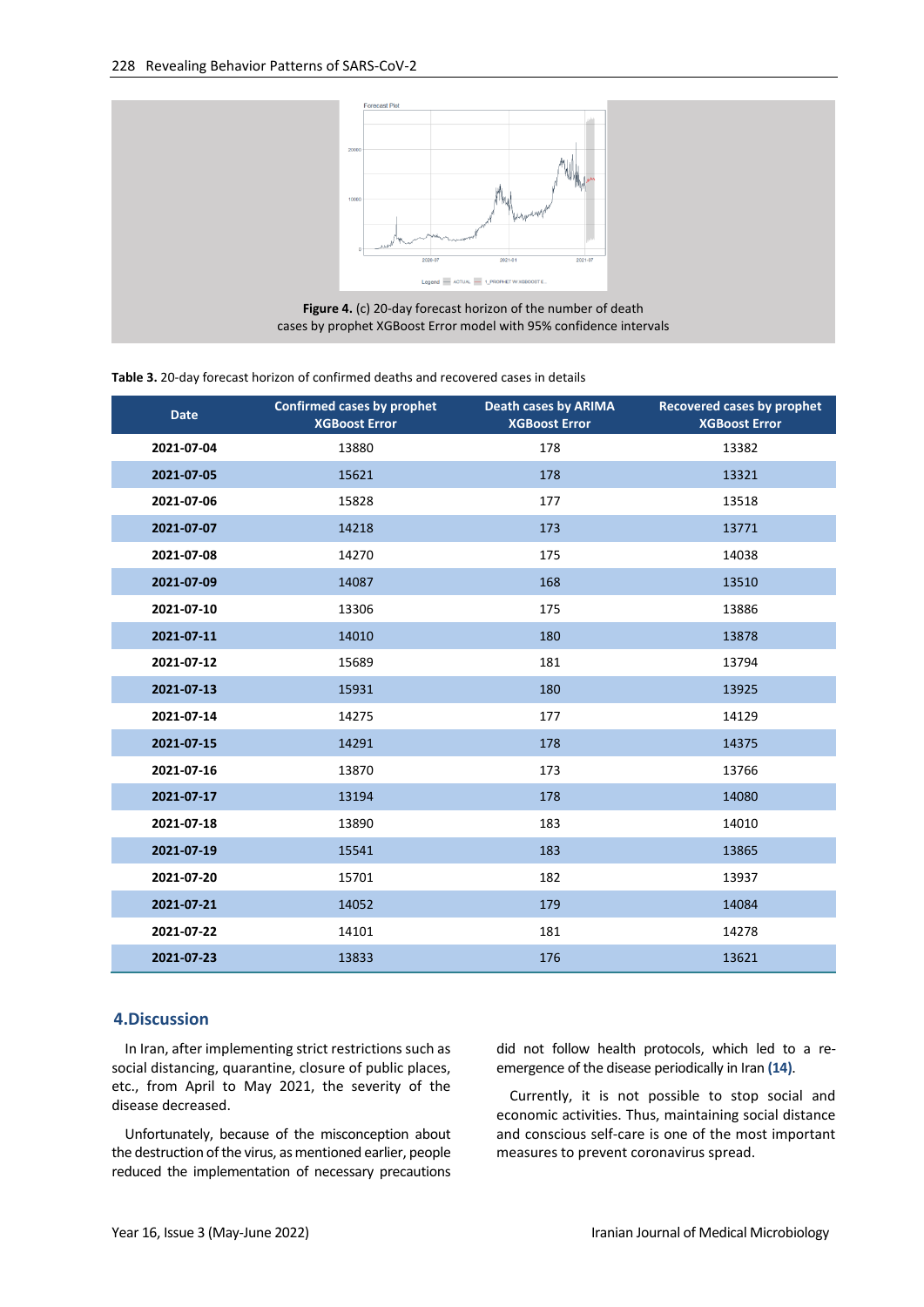Forecast Plot

20000

10000

0

2020-07

2021-01

2021-07

Legend ACTUAL 1_PROPHET W XGBOOST E...

**Figure 4.** (c) 20-day forecast horizon of the number of death cases by prophet XGBoost Error model with 95% confidence intervals

**Table 3.** 20-day forecast horizon of confirmed deaths and recovered cases in details

| Date | Confirmed cases by prophet XGBoost Error | Death cases by ARIMA XGBoost Error | Recovered cases by prophet XGBoost Error |
|---|---|---|---|
| **2021-07-04** | 13880 | 178 | 13382 |
| **2021-07-05** | 15621 | 178 | 13321 |
| **2021-07-06** | 15828 | 177 | 13518 |
| **2021-07-07** | 14218 | 173 | 13771 |
| **2021-07-08** | 14270 | 175 | 14038 |
| **2021-07-09** | 14087 | 168 | 13510 |
| **2021-07-10** | 13306 | 175 | 13886 |
| **2021-07-11** | 14010 | 180 | 13878 |
| **2021-07-12** | 15689 | 181 | 13794 |
| **2021-07-13** | 15931 | 180 | 13925 |
| **2021-07-14** | 14275 | 177 | 14129 |
| **2021-07-15** | 14291 | 178 | 14375 |
| **2021-07-16** | 13870 | 173 | 13766 |
| **2021-07-17** | 13194 | 178 | 14080 |
| **2021-07-18** | 13890 | 183 | 14010 |
| **2021-07-19** | 15541 | 183 | 13865 |
| **2021-07-20** | 15701 | 182 | 13937 |
| **2021-07-21** | 14052 | 179 | 14084 |
| **2021-07-22** | 14101 | 181 | 14278 |
| **2021-07-23** | 13833 | 176 | 13621 |

## 4. Discussion

In Iran, after implementing strict restrictions such as social distancing, quarantine, closure of public places, etc., from April to May 2021, the severity of the disease decreased.

Unfortunately, because of the misconception about the destruction of the virus, as mentioned earlier, people reduced the implementation of necessary precautions did not follow health protocols, which led to a re-emergence of the disease periodically in Iran **(14)**.

Currently, it is not possible to stop social and economic activities. Thus, maintaining social distance and conscious self-care is one of the most important measures to prevent coronavirus spread.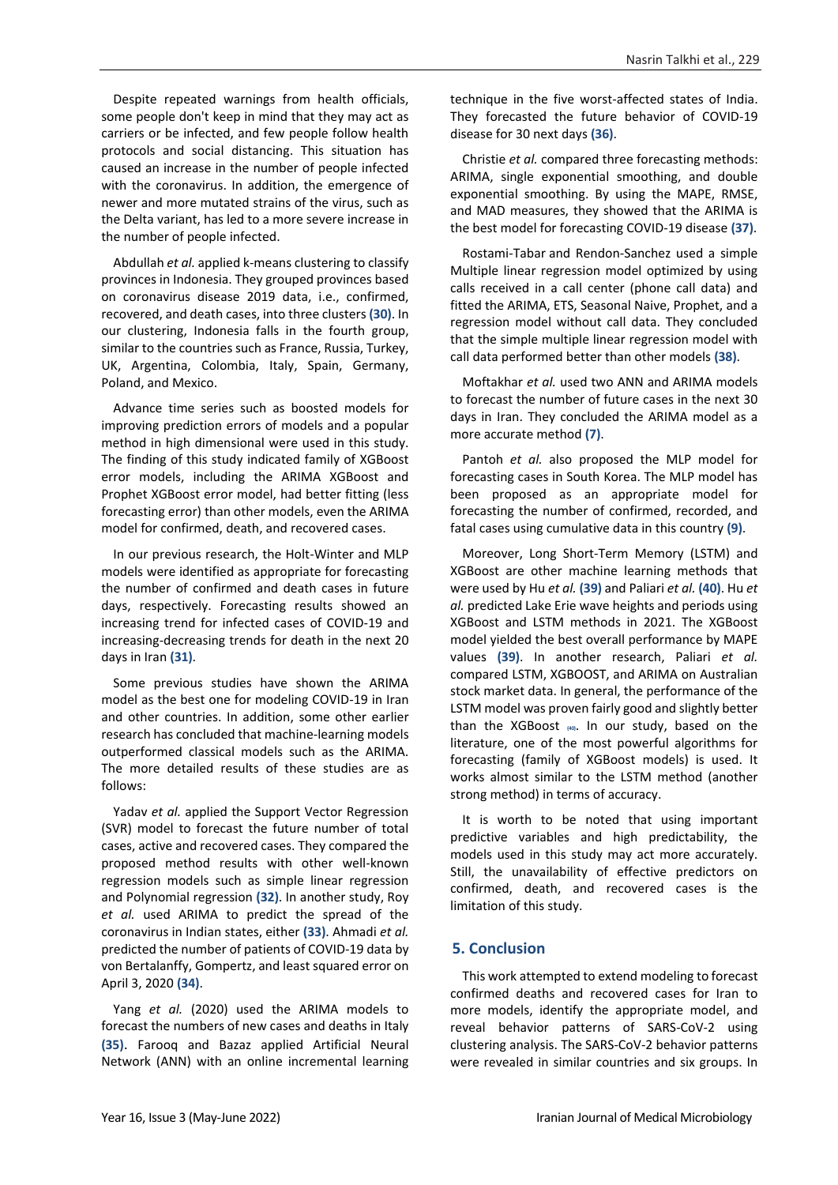Despite repeated warnings from health officials, some people don't keep in mind that they may act as carriers or be infected, and few people follow health protocols and social distancing. This situation has caused an increase in the number of people infected with the coronavirus. In addition, the emergence of newer and more mutated strains of the virus, such as the Delta variant, has led to a more severe increase in the number of people infected.

Abdullah *et al.* applied k-means clustering to classify provinces in Indonesia. They grouped provinces based on coronavirus disease 2019 data, i.e., confirmed, recovered, and death cases, into three clusters **(30)**. In our clustering, Indonesia falls in the fourth group, similar to the countries such as France, Russia, Turkey, UK, Argentina, Colombia, Italy, Spain, Germany, Poland, and Mexico.

Advance time series such as boosted models for improving prediction errors of models and a popular method in high dimensional were used in this study. The finding of this study indicated family of XGBoost error models, including the ARIMA XGBoost and Prophet XGBoost error model, had better fitting (less forecasting error) than other models, even the ARIMA model for confirmed, death, and recovered cases.

In our previous research, the Holt-Winter and MLP models were identified as appropriate for forecasting the number of confirmed and death cases in future days, respectively. Forecasting results showed an increasing trend for infected cases of COVID-19 and increasing-decreasing trends for death in the next 20 days in Iran **(31)**.

Some previous studies have shown the ARIMA model as the best one for modeling COVID-19 in Iran and other countries. In addition, some other earlier research has concluded that machine-learning models outperformed classical models such as the ARIMA. The more detailed results of these studies are as follows:

Yadav *et al.* applied the Support Vector Regression (SVR) model to forecast the future number of total cases, active and recovered cases. They compared the proposed method results with other well-known regression models such as simple linear regression and Polynomial regression **(32)**. In another study, Roy *et al.* used ARIMA to predict the spread of the coronavirus in Indian states, either **(33)**. Ahmadi *et al.* predicted the number of patients of COVID-19 data by von Bertalanffy, Gompertz, and least squared error on April 3, 2020 **(34)**.

Yang *et al.* (2020) used the ARIMA models to forecast the numbers of new cases and deaths in Italy **(35)**. Farooq and Bazaz applied Artificial Neural Network (ANN) with an online incremental learning technique in the five worst-affected states of India. They forecasted the future behavior of COVID-19 disease for 30 next days **(36)**.

Christie *et al.* compared three forecasting methods: ARIMA, single exponential smoothing, and double exponential smoothing. By using the MAPE, RMSE, and MAD measures, they showed that the ARIMA is the best model for forecasting COVID-19 disease **(37)**.

Rostami-Tabar and Rendon-Sanchez used a simple Multiple linear regression model optimized by using calls received in a call center (phone call data) and fitted the ARIMA, ETS, Seasonal Naive, Prophet, and a regression model without call data. They concluded that the simple multiple linear regression model with call data performed better than other models **(38)**.

Moftakhar *et al.* used two ANN and ARIMA models to forecast the number of future cases in the next 30 days in Iran. They concluded the ARIMA model as a more accurate method **(7)**.

Pantoh *et al.* also proposed the MLP model for forecasting cases in South Korea. The MLP model has been proposed as an appropriate model for forecasting the number of confirmed, recorded, and fatal cases using cumulative data in this country **(9)**.

Moreover, Long Short-Term Memory (LSTM) and XGBoost are other machine learning methods that were used by Hu *et al.* **(39)** and Paliari *et al.* **(40)**. Hu *et al.* predicted Lake Erie wave heights and periods using XGBoost and LSTM methods in 2021. The XGBoost model yielded the best overall performance by MAPE values **(39)**. In another research, Paliari *et al.* compared LSTM, XGBOOST, and ARIMA on Australian stock market data. In general, the performance of the LSTM model was proven fairly good and slightly better than the XGBoost **(40)**. In our study, based on the literature, one of the most powerful algorithms for forecasting (family of XGBoost models) is used. It works almost similar to the LSTM method (another strong method) in terms of accuracy.

It is worth to be noted that using important predictive variables and high predictability, the models used in this study may act more accurately. Still, the unavailability of effective predictors on confirmed, death, and recovered cases is the limitation of this study.

## 5. Conclusion

This work attempted to extend modeling to forecast confirmed deaths and recovered cases for Iran to more models, identify the appropriate model, and reveal behavior patterns of SARS-CoV-2 using clustering analysis. The SARS-CoV-2 behavior patterns were revealed in similar countries and six groups. In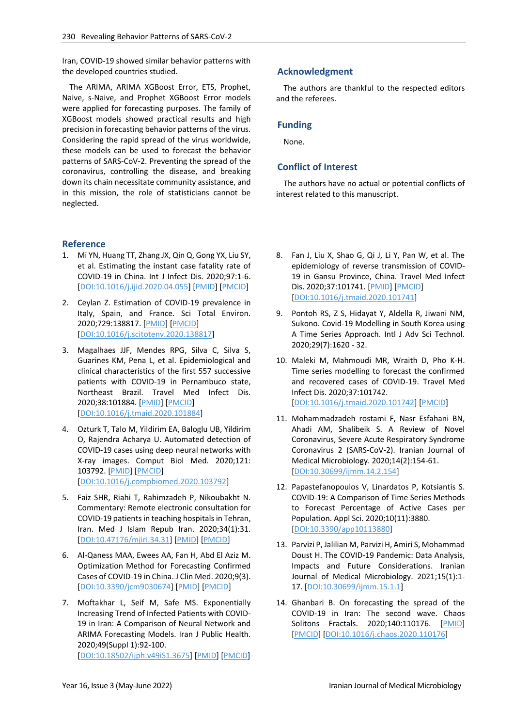Iran, COVID-19 showed similar behavior patterns with the developed countries studied.

The ARIMA, ARIMA XGBoost Error, ETS, Prophet, Naive, s-Naive, and Prophet XGBoost Error models were applied for forecasting purposes. The family of XGBoost models showed practical results and high precision in forecasting behavior patterns of the virus. Considering the rapid spread of the virus worldwide, these models can be used to forecast the behavior patterns of SARS-CoV-2. Preventing the spread of the coronavirus, controlling the disease, and breaking down its chain necessitate community assistance, and in this mission, the role of statisticians cannot be neglected.

## Acknowledgment

The authors are thankful to the respected editors and the referees.

## Funding

None.

## Conflict of Interest

The authors have no actual or potential conflicts of interest related to this manuscript.

## Reference

1. Mi YN, Huang TT, Zhang JX, Qin Q, Gong YX, Liu SY, et al. Estimating the instant case fatality rate of COVID-19 in China. Int J Infect Dis. 2020;97:1-6. [DOI:10.1016/j.ijid.2020.04.055] [PMID] [PMCID]
2. Ceylan Z. Estimation of COVID-19 prevalence in Italy, Spain, and France. Sci Total Environ. 2020;729:138817. [PMID] [PMCID] [DOI:10.1016/j.scitotenv.2020.138817]
3. Magalhaes JJF, Mendes RPG, Silva C, Silva S, Guarines KM, Pena L, et al. Epidemiological and clinical characteristics of the first 557 successive patients with COVID-19 in Pernambuco state, Northeast Brazil. Travel Med Infect Dis. 2020;38:101884. [PMID] [PMCID] [DOI:10.1016/j.tmaid.2020.101884]
4. Ozturk T, Talo M, Yildirim EA, Baloglu UB, Yildirim O, Rajendra Acharya U. Automated detection of COVID-19 cases using deep neural networks with X-ray images. Comput Biol Med. 2020;121: 103792. [PMID] [PMCID] [DOI:10.1016/j.compbiomed.2020.103792]
5. Faiz SHR, Riahi T, Rahimzadeh P, Nikoubakht N. Commentary: Remote electronic consultation for COVID-19 patients in teaching hospitals in Tehran, Iran. Med J Islam Repub Iran. 2020;34(1):31. [DOI:10.47176/mjiri.34.31] [PMID] [PMCID]
6. Al-Qaness MAA, Ewees AA, Fan H, Abd El Aziz M. Optimization Method for Forecasting Confirmed Cases of COVID-19 in China. J Clin Med. 2020;9(3). [DOI:10.3390/jcm9030674] [PMID] [PMCID]
7. Moftakhar L, Seif M, Safe MS. Exponentially Increasing Trend of Infected Patients with COVID-19 in Iran: A Comparison of Neural Network and ARIMA Forecasting Models. Iran J Public Health. 2020;49(Suppl 1):92-100. [DOI:10.18502/ijph.v49iS1.3675] [PMID] [PMCID]
8. Fan J, Liu X, Shao G, Qi J, Li Y, Pan W, et al. The epidemiology of reverse transmission of COVID-19 in Gansu Province, China. Travel Med Infect Dis. 2020;37:101741. [PMID] [PMCID] [DOI:10.1016/j.tmaid.2020.101741]
9. Pontoh RS, Z S, Hidayat Y, Aldella R, Jiwani NM, Sukono. Covid-19 Modelling in South Korea using A Time Series Approach. Intl J Adv Sci Technol. 2020;29(7):1620 - 32.
10. Maleki M, Mahmoudi MR, Wraith D, Pho K-H. Time series modelling to forecast the confirmed and recovered cases of COVID-19. Travel Med Infect Dis. 2020;37:101742. [DOI:10.1016/j.tmaid.2020.101742] [PMCID]
11. Mohammadzadeh rostami F, Nasr Esfahani BN, Ahadi AM, Shalibeik S. A Review of Novel Coronavirus, Severe Acute Respiratory Syndrome Coronavirus 2 (SARS-CoV-2). Iranian Journal of Medical Microbiology. 2020;14(2):154-61. [DOI:10.30699/ijmm.14.2.154]
12. Papastefanopoulos V, Linardatos P, Kotsiantis S. COVID-19: A Comparison of Time Series Methods to Forecast Percentage of Active Cases per Population. Appl Sci. 2020;10(11):3880. [DOI:10.3390/app10113880]
13. Parvizi P, Jalilian M, Parvizi H, Amiri S, Mohammad Doust H. The COVID-19 Pandemic: Data Analysis, Impacts and Future Considerations. Iranian Journal of Medical Microbiology. 2021;15(1):1-17. [DOI:10.30699/ijmm.15.1.1]
14. Ghanbari B. On forecasting the spread of the COVID-19 in Iran: The second wave. Chaos Solitons Fractals. 2020;140:110176. [PMID] [PMCID] [DOI:10.1016/j.chaos.2020.110176]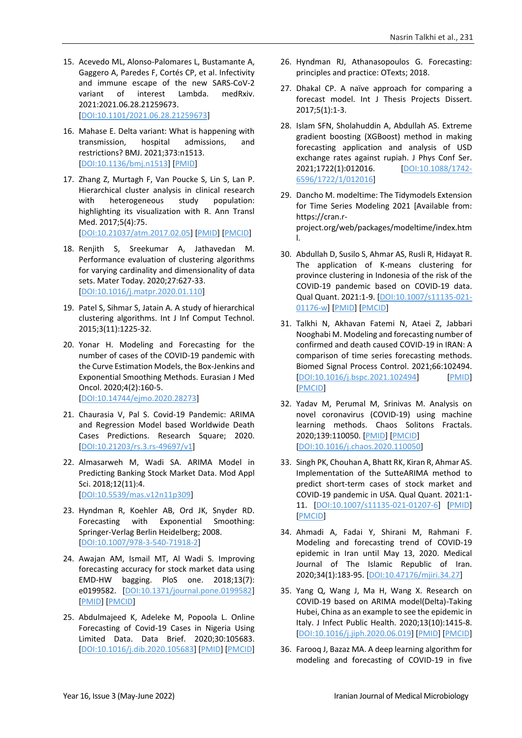15. Acevedo ML, Alonso-Palomares L, Bustamante A, Gaggero A, Paredes F, Cortés CP, et al. Infectivity and immune escape of the new SARS-CoV-2 variant of interest Lambda. medRxiv. 2021:2021.06.28.21259673. [DOI:10.1101/2021.06.28.21259673]

16. Mahase E. Delta variant: What is happening with transmission, hospital admissions, and restrictions? BMJ. 2021;373:n1513. [DOI:10.1136/bmj.n1513] [PMID]

17. Zhang Z, Murtagh F, Van Poucke S, Lin S, Lan P. Hierarchical cluster analysis in clinical research with heterogeneous study population: highlighting its visualization with R. Ann Transl Med. 2017;5(4):75. [DOI:10.21037/atm.2017.02.05] [PMID] [PMCID]

18. Renjith S, Sreekumar A, Jathavedan M. Performance evaluation of clustering algorithms for varying cardinality and dimensionality of data sets. Mater Today. 2020;27:627-33. [DOI:10.1016/j.matpr.2020.01.110]

19. Patel S, Sihmar S, Jatain A. A study of hierarchical clustering algorithms. Int J Inf Comput Technol. 2015;3(11):1225-32.

20. Yonar H. Modeling and Forecasting for the number of cases of the COVID-19 pandemic with the Curve Estimation Models, the Box-Jenkins and Exponential Smoothing Methods. Eurasian J Med Oncol. 2020;4(2):160-5. [DOI:10.14744/ejmo.2020.28273]

21. Chaurasia V, Pal S. Covid-19 Pandemic: ARIMA and Regression Model based Worldwide Death Cases Predictions. Research Square; 2020. [DOI:10.21203/rs.3.rs-49697/v1]

22. Almasarweh M, Wadi SA. ARIMA Model in Predicting Banking Stock Market Data. Mod Appl Sci. 2018;12(11):4. [DOI:10.5539/mas.v12n11p309]

23. Hyndman R, Koehler AB, Ord JK, Snyder RD. Forecasting with Exponential Smoothing: Springer-Verlag Berlin Heidelberg; 2008. [DOI:10.1007/978-3-540-71918-2]

24. Awajan AM, Ismail MT, Al Wadi S. Improving forecasting accuracy for stock market data using EMD-HW bagging. PloS one. 2018;13(7): e0199582. [DOI:10.1371/journal.pone.0199582] [PMID] [PMCID]

25. Abdulmajeed K, Adeleke M, Popoola L. Online Forecasting of Covid-19 Cases in Nigeria Using Limited Data. Data Brief. 2020;30:105683. [DOI:10.1016/j.dib.2020.105683] [PMID] [PMCID]

26. Hyndman RJ, Athanasopoulos G. Forecasting: principles and practice: OTexts; 2018.

27. Dhakal CP. A naïve approach for comparing a forecast model. Int J Thesis Projects Dissert. 2017;5(1):1-3.

28. Islam SFN, Sholahuddin A, Abdullah AS. Extreme gradient boosting (XGBoost) method in making forecasting application and analysis of USD exchange rates against rupiah. J Phys Conf Ser. 2021;1722(1):012016. [DOI:10.1088/1742-6596/1722/1/012016]

29. Dancho M. modeltime: The Tidymodels Extension for Time Series Modeling 2021 [Available from: https://cran.r-project.org/web/packages/modeltime/index.html.

30. Abdullah D, Susilo S, Ahmar AS, Rusli R, Hidayat R. The application of K-means clustering for province clustering in Indonesia of the risk of the COVID-19 pandemic based on COVID-19 data. Qual Quant. 2021:1-9. [DOI:10.1007/s11135-021-01176-w] [PMID] [PMCID]

31. Talkhi N, Akhavan Fatemi N, Ataei Z, Jabbari Nooghabi M. Modeling and forecasting number of confirmed and death caused COVID-19 in IRAN: A comparison of time series forecasting methods. Biomed Signal Process Control. 2021;66:102494. [DOI:10.1016/j.bspc.2021.102494] [PMID] [PMCID]

32. Yadav M, Perumal M, Srinivas M. Analysis on novel coronavirus (COVID-19) using machine learning methods. Chaos Solitons Fractals. 2020;139:110050. [PMID] [PMCID] [DOI:10.1016/j.chaos.2020.110050]

33. Singh PK, Chouhan A, Bhatt RK, Kiran R, Ahmar AS. Implementation of the SutteARIMA method to predict short-term cases of stock market and COVID-19 pandemic in USA. Qual Quant. 2021:1-11. [DOI:10.1007/s11135-021-01207-6] [PMID] [PMCID]

34. Ahmadi A, Fadai Y, Shirani M, Rahmani F. Modeling and forecasting trend of COVID-19 epidemic in Iran until May 13, 2020. Medical Journal of The Islamic Republic of Iran. 2020;34(1):183-95. [DOI:10.47176/mjiri.34.27]

35. Yang Q, Wang J, Ma H, Wang X. Research on COVID-19 based on ARIMA model(Delta)-Taking Hubei, China as an example to see the epidemic in Italy. J Infect Public Health. 2020;13(10):1415-8. [DOI:10.1016/j.jiph.2020.06.019] [PMID] [PMCID]

36. Farooq J, Bazaz MA. A deep learning algorithm for modeling and forecasting of COVID-19 in five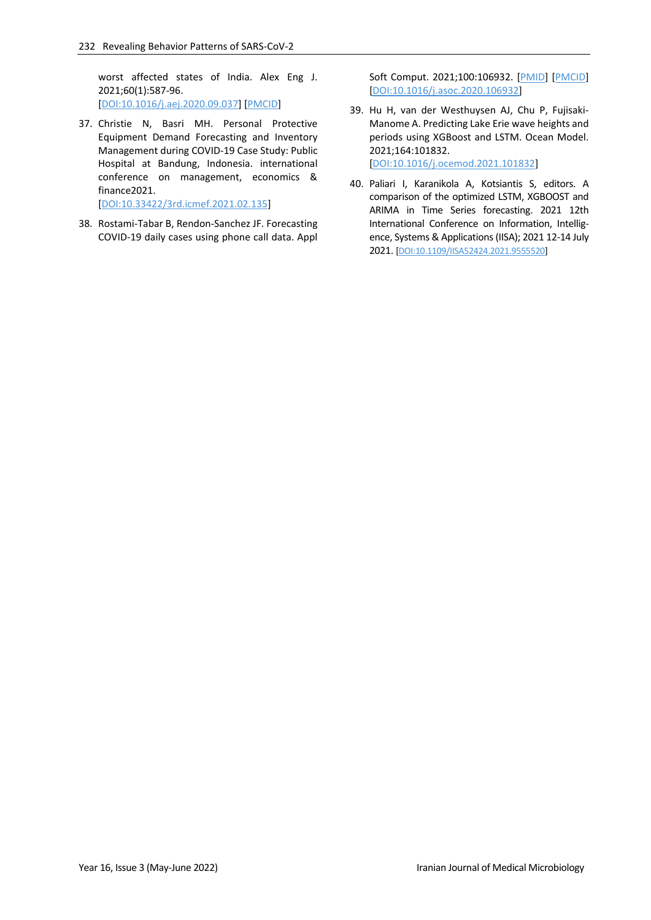worst affected states of India. Alex Eng J. 2021;60(1):587-96. [DOI:10.1016/j.aej.2020.09.037] [PMCID]

37. Christie N, Basri MH. Personal Protective Equipment Demand Forecasting and Inventory Management during COVID-19 Case Study: Public Hospital at Bandung, Indonesia. international conference on management, economics & finance2021. [DOI:10.33422/3rd.icmef.2021.02.135]

38. Rostami-Tabar B, Rendon-Sanchez JF. Forecasting COVID-19 daily cases using phone call data. Appl Soft Comput. 2021;100:106932. [PMID] [PMCID] [DOI:10.1016/j.asoc.2020.106932]

39. Hu H, van der Westhuysen AJ, Chu P, Fujisaki-Manome A. Predicting Lake Erie wave heights and periods using XGBoost and LSTM. Ocean Model. 2021;164:101832. [DOI:10.1016/j.ocemod.2021.101832]

40. Paliari I, Karanikola A, Kotsiantis S, editors. A comparison of the optimized LSTM, XGBOOST and ARIMA in Time Series forecasting. 2021 12th International Conference on Information, Intelligence, Systems & Applications (IISA); 2021 12-14 July 2021. [DOI:10.1109/IISA52424.2021.9555520]